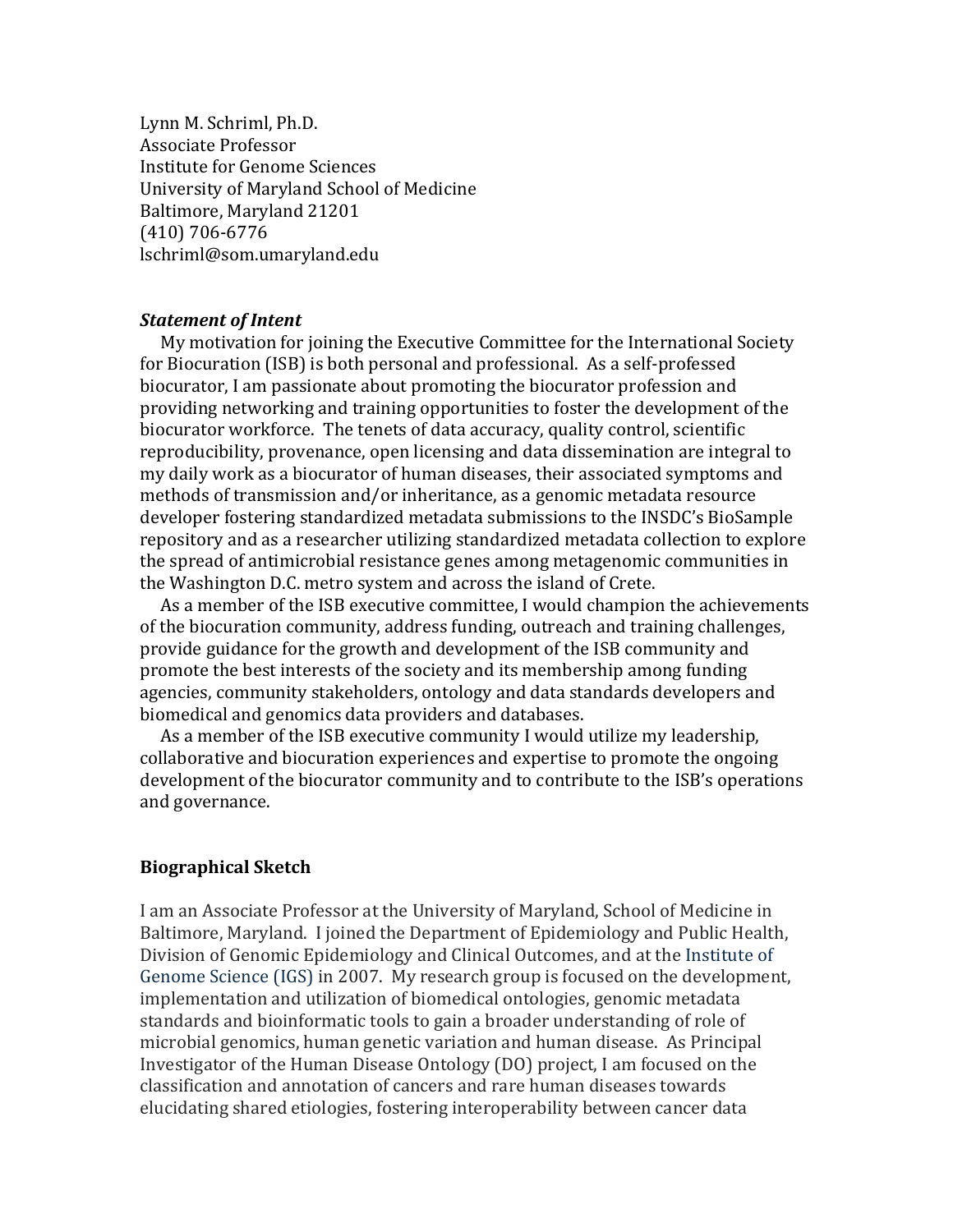Lynn M. Schriml, Ph.D.
Associate Professor
Institute for Genome Sciences
University of Maryland School of Medicine
Baltimore, Maryland 21201
(410) 706-6776
lschriml@som.umaryland.edu

***Statement of Intent***

My motivation for joining the Executive Committee for the International Society for Biocuration (ISB) is both personal and professional. As a self-professed biocurator, I am passionate about promoting the biocurator profession and providing networking and training opportunities to foster the development of the biocurator workforce. The tenets of data accuracy, quality control, scientific reproducibility, provenance, open licensing and data dissemination are integral to my daily work as a biocurator of human diseases, their associated symptoms and methods of transmission and/or inheritance, as a genomic metadata resource developer fostering standardized metadata submissions to the INSDC's BioSample repository and as a researcher utilizing standardized metadata collection to explore the spread of antimicrobial resistance genes among metagenomic communities in the Washington D.C. metro system and across the island of Crete.

As a member of the ISB executive committee, I would champion the achievements of the biocuration community, address funding, outreach and training challenges, provide guidance for the growth and development of the ISB community and promote the best interests of the society and its membership among funding agencies, community stakeholders, ontology and data standards developers and biomedical and genomics data providers and databases.

As a member of the ISB executive community I would utilize my leadership, collaborative and biocuration experiences and expertise to promote the ongoing development of the biocurator community and to contribute to the ISB's operations and governance.

**Biographical Sketch**

I am an Associate Professor at the University of Maryland, School of Medicine in Baltimore, Maryland. I joined the Department of Epidemiology and Public Health, Division of Genomic Epidemiology and Clinical Outcomes, and at the Institute of Genome Science (IGS) in 2007. My research group is focused on the development, implementation and utilization of biomedical ontologies, genomic metadata standards and bioinformatic tools to gain a broader understanding of role of microbial genomics, human genetic variation and human disease. As Principal Investigator of the Human Disease Ontology (DO) project, I am focused on the classification and annotation of cancers and rare human diseases towards elucidating shared etiologies, fostering interoperability between cancer data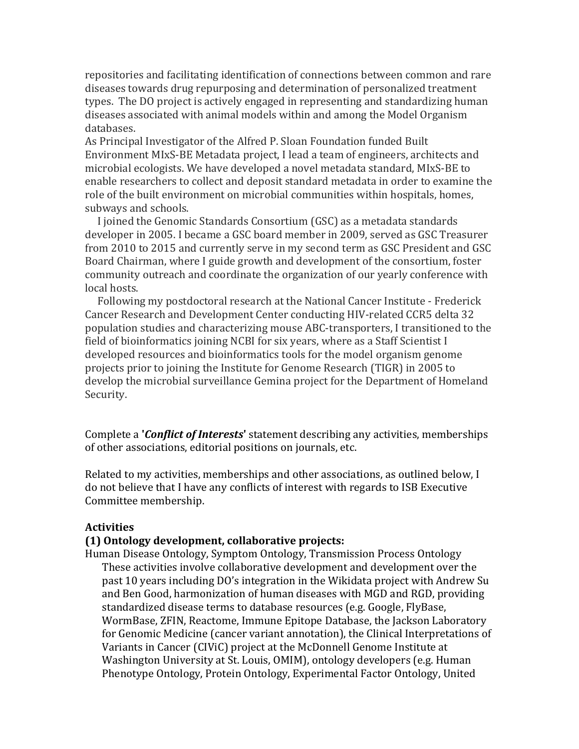repositories and facilitating identification of connections between common and rare diseases towards drug repurposing and determination of personalized treatment types. The DO project is actively engaged in representing and standardizing human diseases associated with animal models within and among the Model Organism databases.

As Principal Investigator of the Alfred P. Sloan Foundation funded Built Environment MIxS-BE Metadata project, I lead a team of engineers, architects and microbial ecologists. We have developed a novel metadata standard, MIxS-BE to enable researchers to collect and deposit standard metadata in order to examine the role of the built environment on microbial communities within hospitals, homes, subways and schools.

I joined the Genomic Standards Consortium (GSC) as a metadata standards developer in 2005. I became a GSC board member in 2009, served as GSC Treasurer from 2010 to 2015 and currently serve in my second term as GSC President and GSC Board Chairman, where I guide growth and development of the consortium, foster community outreach and coordinate the organization of our yearly conference with local hosts.

Following my postdoctoral research at the National Cancer Institute - Frederick Cancer Research and Development Center conducting HIV-related CCR5 delta 32 population studies and characterizing mouse ABC-transporters, I transitioned to the field of bioinformatics joining NCBI for six years, where as a Staff Scientist I developed resources and bioinformatics tools for the model organism genome projects prior to joining the Institute for Genome Research (TIGR) in 2005 to develop the microbial surveillance Gemina project for the Department of Homeland Security.

Complete a **'*Conflict of Interests*'** statement describing any activities, memberships of other associations, editorial positions on journals, etc.

Related to my activities, memberships and other associations, as outlined below, I do not believe that I have any conflicts of interest with regards to ISB Executive Committee membership.

**Activities**

**(1) Ontology development, collaborative projects:**

Human Disease Ontology, Symptom Ontology, Transmission Process Ontology

These activities involve collaborative development and development over the past 10 years including DO's integration in the Wikidata project with Andrew Su and Ben Good, harmonization of human diseases with MGD and RGD, providing standardized disease terms to database resources (e.g. Google, FlyBase, WormBase, ZFIN, Reactome, Immune Epitope Database, the Jackson Laboratory for Genomic Medicine (cancer variant annotation), the Clinical Interpretations of Variants in Cancer (CIViC) project at the McDonnell Genome Institute at Washington University at St. Louis, OMIM), ontology developers (e.g. Human Phenotype Ontology, Protein Ontology, Experimental Factor Ontology, United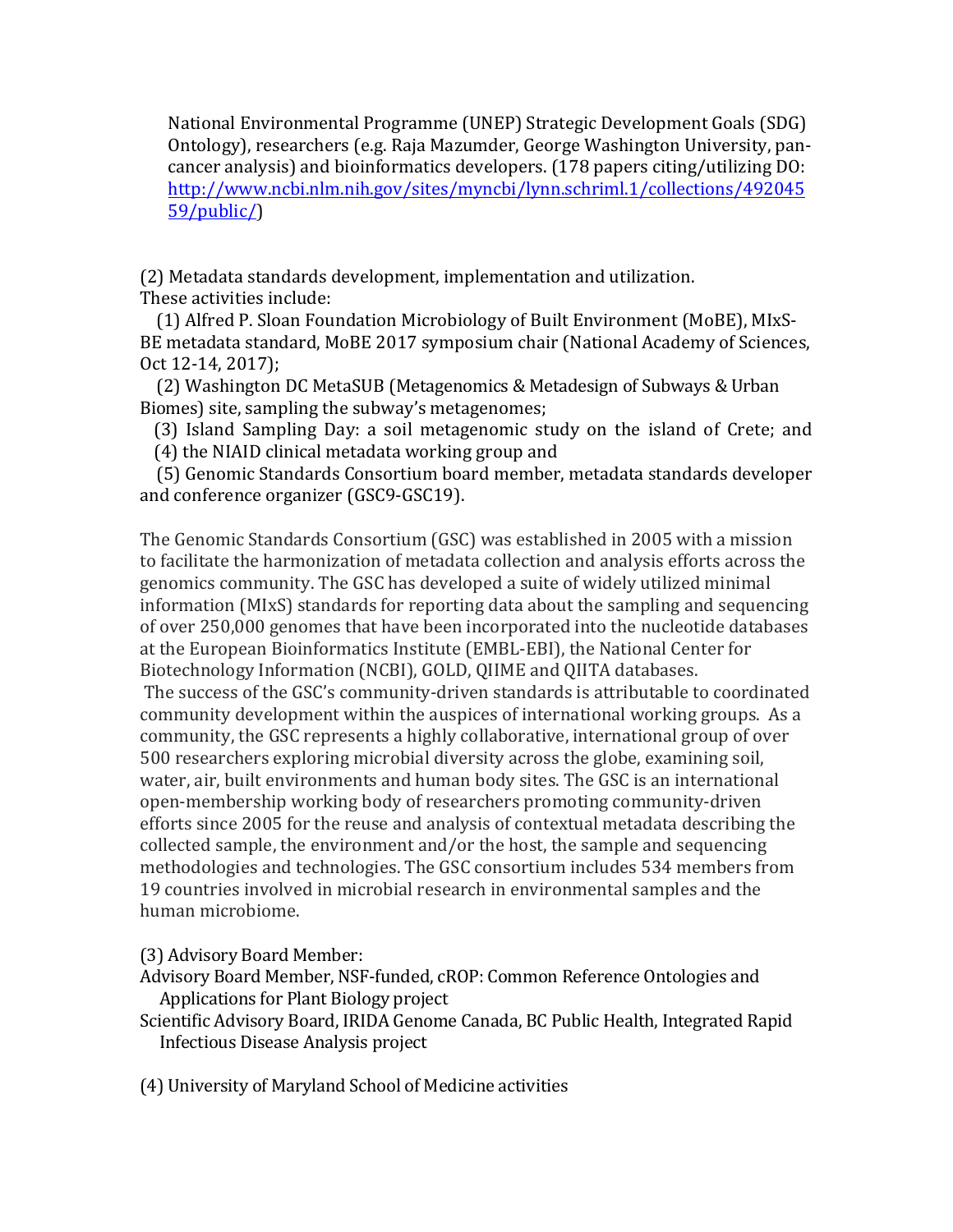National Environmental Programme (UNEP) Strategic Development Goals (SDG) Ontology), researchers (e.g. Raja Mazumder, George Washington University, pan-cancer analysis) and bioinformatics developers. (178 papers citing/utilizing DO: [http://www.ncbi.nlm.nih.gov/sites/myncbi/lynn.schriml.1/collections/49204559/public/](http://www.ncbi.nlm.nih.gov/sites/myncbi/lynn.schriml.1/collections/49204559/public/))

(2) Metadata standards development, implementation and utilization.
These activities include:

(1) Alfred P. Sloan Foundation Microbiology of Built Environment (MoBE), MIxS-BE metadata standard, MoBE 2017 symposium chair (National Academy of Sciences, Oct 12-14, 2017);

(2) Washington DC MetaSUB (Metagenomics & Metadesign of Subways & Urban Biomes) site, sampling the subway's metagenomes;

(3) Island Sampling Day: a soil metagenomic study on the island of Crete; and

(4) the NIAID clinical metadata working group and

(5) Genomic Standards Consortium board member, metadata standards developer and conference organizer (GSC9-GSC19).

The Genomic Standards Consortium (GSC) was established in 2005 with a mission to facilitate the harmonization of metadata collection and analysis efforts across the genomics community. The GSC has developed a suite of widely utilized minimal information (MIxS) standards for reporting data about the sampling and sequencing of over 250,000 genomes that have been incorporated into the nucleotide databases at the European Bioinformatics Institute (EMBL-EBI), the National Center for Biotechnology Information (NCBI), GOLD, QIIME and QIITA databases.
The success of the GSC's community-driven standards is attributable to coordinated community development within the auspices of international working groups. As a community, the GSC represents a highly collaborative, international group of over 500 researchers exploring microbial diversity across the globe, examining soil, water, air, built environments and human body sites. The GSC is an international open-membership working body of researchers promoting community-driven efforts since 2005 for the reuse and analysis of contextual metadata describing the collected sample, the environment and/or the host, the sample and sequencing methodologies and technologies. The GSC consortium includes 534 members from 19 countries involved in microbial research in environmental samples and the human microbiome.

(3) Advisory Board Member:

Advisory Board Member, NSF-funded, cROP: Common Reference Ontologies and Applications for Plant Biology project

Scientific Advisory Board, IRIDA Genome Canada, BC Public Health, Integrated Rapid Infectious Disease Analysis project

(4) University of Maryland School of Medicine activities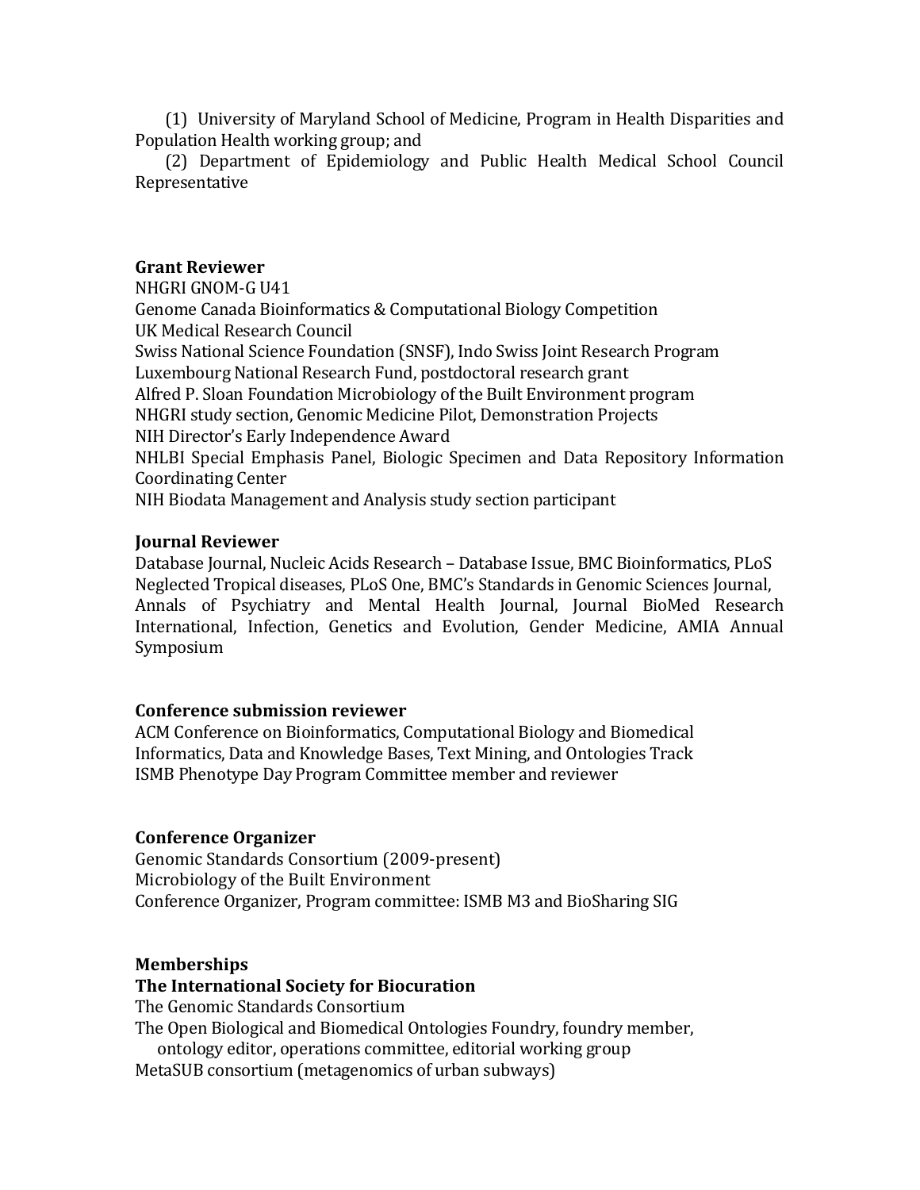(1) University of Maryland School of Medicine, Program in Health Disparities and Population Health working group; and

(2) Department of Epidemiology and Public Health Medical School Council Representative

**Grant Reviewer**

NHGRI GNOM-G U41
Genome Canada Bioinformatics & Computational Biology Competition
UK Medical Research Council
Swiss National Science Foundation (SNSF), Indo Swiss Joint Research Program
Luxembourg National Research Fund, postdoctoral research grant
Alfred P. Sloan Foundation Microbiology of the Built Environment program
NHGRI study section, Genomic Medicine Pilot, Demonstration Projects
NIH Director's Early Independence Award
NHLBI Special Emphasis Panel, Biologic Specimen and Data Repository Information Coordinating Center
NIH Biodata Management and Analysis study section participant

**Journal Reviewer**

Database Journal, Nucleic Acids Research – Database Issue, BMC Bioinformatics, PLoS Neglected Tropical diseases, PLoS One, BMC's Standards in Genomic Sciences Journal, Annals of Psychiatry and Mental Health Journal, Journal BioMed Research International, Infection, Genetics and Evolution, Gender Medicine, AMIA Annual Symposium

**Conference submission reviewer**

ACM Conference on Bioinformatics, Computational Biology and Biomedical Informatics, Data and Knowledge Bases, Text Mining, and Ontologies Track
ISMB Phenotype Day Program Committee member and reviewer

**Conference Organizer**

Genomic Standards Consortium (2009-present)
Microbiology of the Built Environment
Conference Organizer, Program committee: ISMB M3 and BioSharing SIG

**Memberships**

**The International Society for Biocuration**
The Genomic Standards Consortium
The Open Biological and Biomedical Ontologies Foundry, foundry member, ontology editor, operations committee, editorial working group
MetaSUB consortium (metagenomics of urban subways)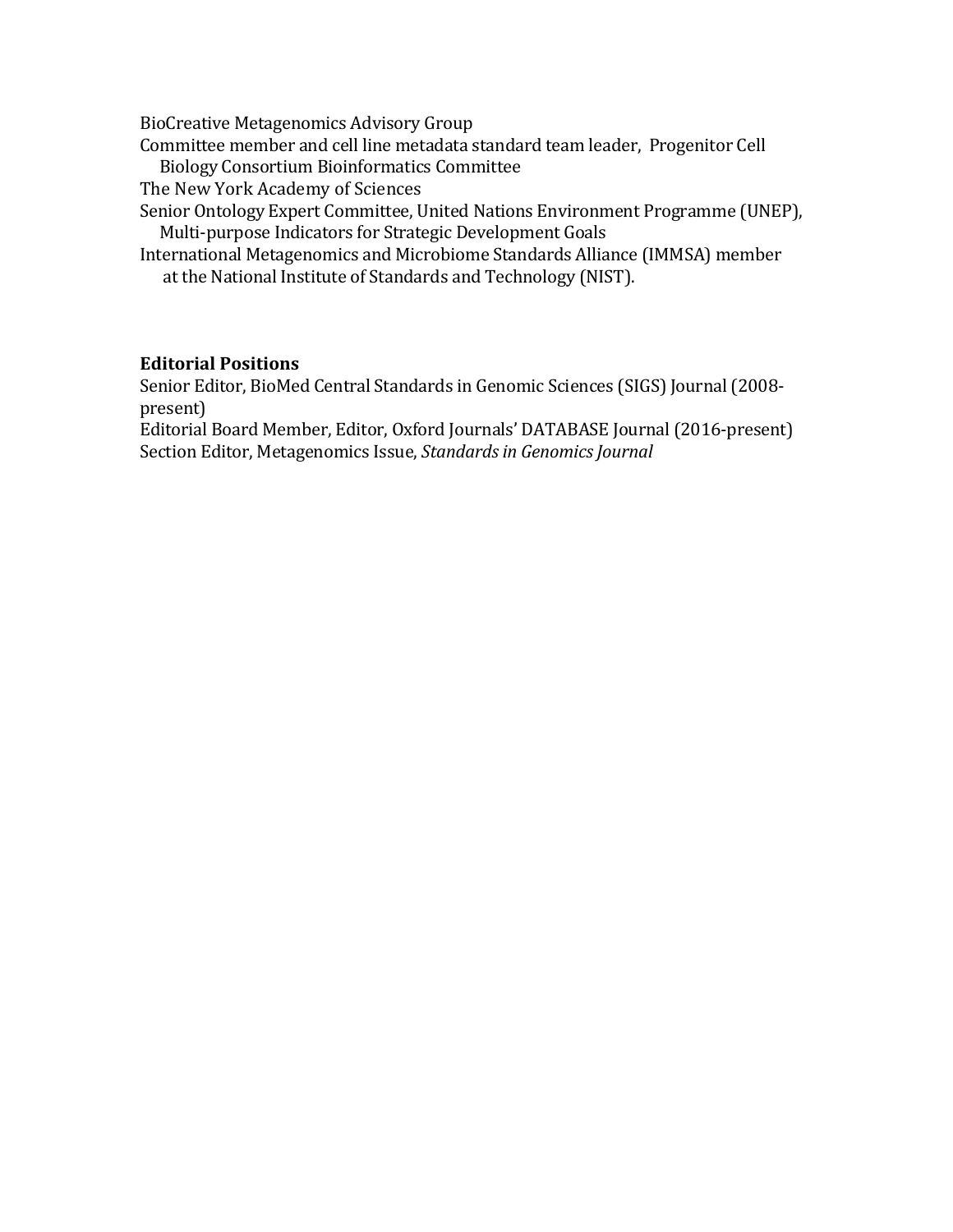BioCreative Metagenomics Advisory Group
Committee member and cell line metadata standard team leader, Progenitor Cell Biology Consortium Bioinformatics Committee
The New York Academy of Sciences
Senior Ontology Expert Committee, United Nations Environment Programme (UNEP), Multi-purpose Indicators for Strategic Development Goals
International Metagenomics and Microbiome Standards Alliance (IMMSA) member at the National Institute of Standards and Technology (NIST).

**Editorial Positions**
Senior Editor, BioMed Central Standards in Genomic Sciences (SIGS) Journal (2008-present)
Editorial Board Member, Editor, Oxford Journals' DATABASE Journal (2016-present)
Section Editor, Metagenomics Issue, *Standards in Genomics Journal*